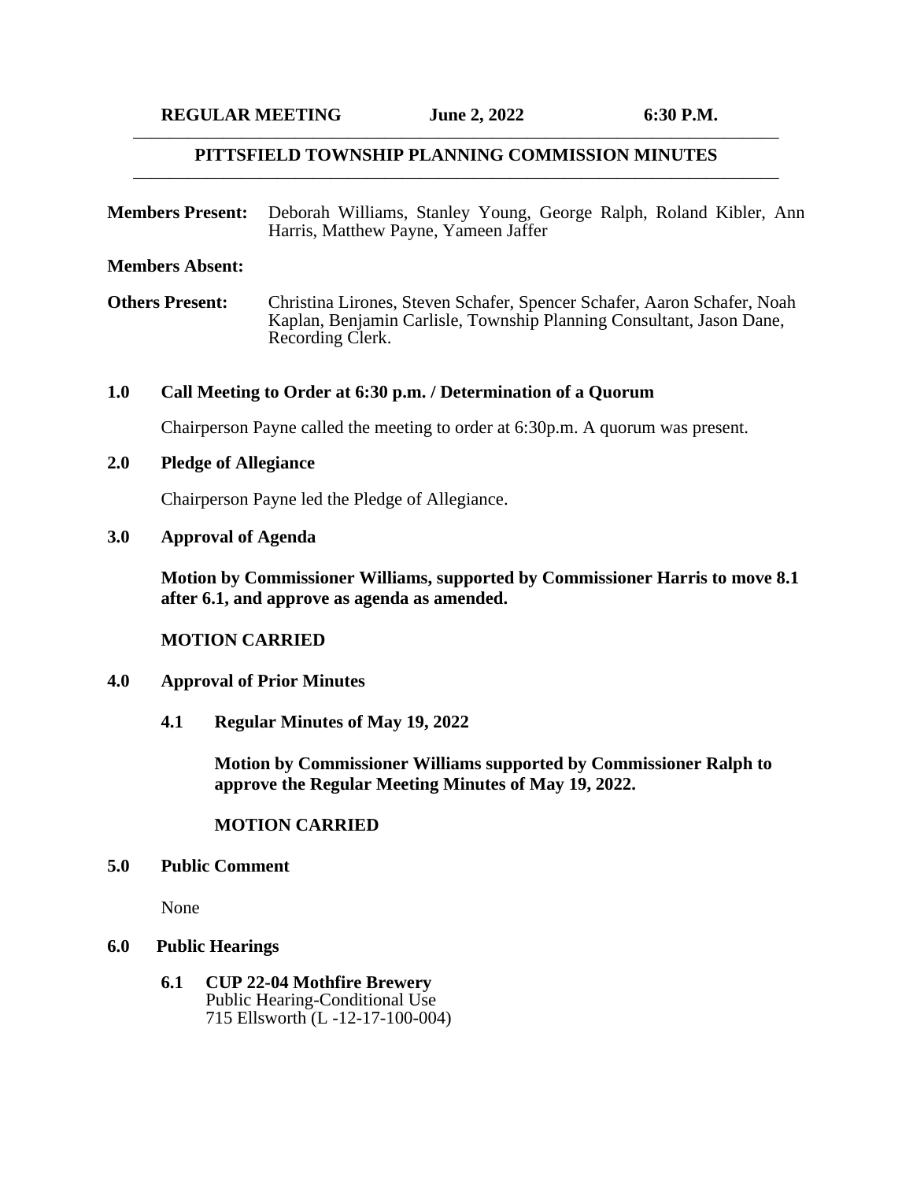**REGULAR MEETING June 2, 2022 6:30 P.M.**

# PITTSFIELD TOWNSHIP PLANNING COMMISSION MINUTES

**Members Present:** Deborah Williams, Stanley Young, George Ralph, Roland Kibler, Ann Harris, Matthew Payne, Yameen Jaffer

**Members Absent:**

**Others Present:** Christina Lirones, Steven Schafer, Spencer Schafer, Aaron Schafer, Noah Kaplan, Benjamin Carlisle, Township Planning Consultant, Jason Dane, Recording Clerk.

## 1.0 Call Meeting to Order at 6:30 p.m. / Determination of a Quorum

Chairperson Payne called the meeting to order at 6:30p.m. A quorum was present.

## 2.0 Pledge of Allegiance

Chairperson Payne led the Pledge of Allegiance.

## 3.0 Approval of Agenda

**Motion by Commissioner Williams, supported by Commissioner Harris to move 8.1 after 6.1, and approve as agenda as amended.**

**MOTION CARRIED**

## 4.0 Approval of Prior Minutes

### 4.1 Regular Minutes of May 19, 2022

**Motion by Commissioner Williams supported by Commissioner Ralph to approve the Regular Meeting Minutes of May 19, 2022.**

**MOTION CARRIED**

## 5.0 Public Comment

None

## 6.0 Public Hearings

### 6.1 CUP 22-04 Mothfire Brewery

Public Hearing-Conditional Use
715 Ellsworth (L -12-17-100-004)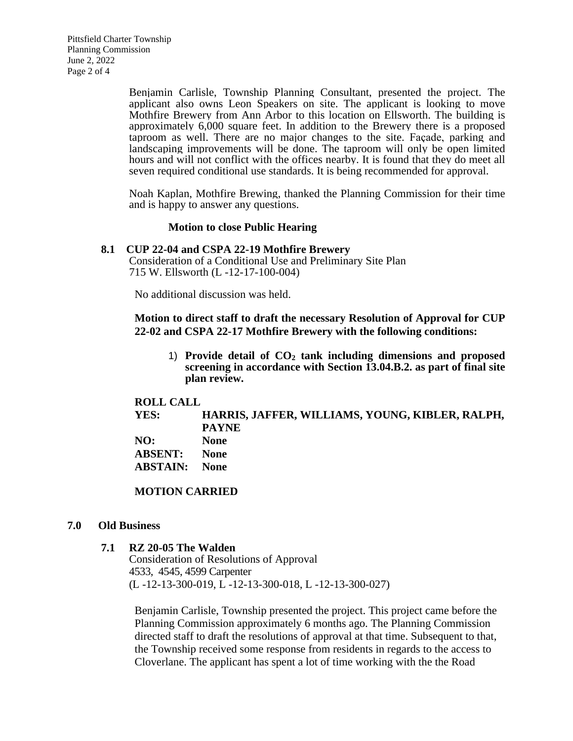Benjamin Carlisle, Township Planning Consultant, presented the project. The applicant also owns Leon Speakers on site. The applicant is looking to move Mothfire Brewery from Ann Arbor to this location on Ellsworth. The building is approximately 6,000 square feet. In addition to the Brewery there is a proposed taproom as well. There are no major changes to the site. Façade, parking and landscaping improvements will be done. The taproom will only be open limited hours and will not conflict with the offices nearby. It is found that they do meet all seven required conditional use standards. It is being recommended for approval.

Noah Kaplan, Mothfire Brewing, thanked the Planning Commission for their time and is happy to answer any questions.

**Motion to close Public Hearing**

**8.1 CUP 22-04 and CSPA 22-19 Mothfire Brewery**
Consideration of a Conditional Use and Preliminary Site Plan
715 W. Ellsworth (L -12-17-100-004)

No additional discussion was held.

**Motion to direct staff to draft the necessary Resolution of Approval for CUP 22-02 and CSPA 22-17 Mothfire Brewery with the following conditions:**

1) **Provide detail of $CO_2$ tank including dimensions and proposed screening in accordance with Section 13.04.B.2. as part of final site plan review.**

**ROLL CALL**
**YES: HARRIS, JAFFER, WILLIAMS, YOUNG, KIBLER, RALPH, PAYNE**
**NO: None**
**ABSENT: None**
**ABSTAIN: None**

**MOTION CARRIED**

## 7.0 Old Business

**7.1 RZ 20-05 The Walden**
Consideration of Resolutions of Approval
4533, 4545, 4599 Carpenter
(L -12-13-300-019, L -12-13-300-018, L -12-13-300-027)

Benjamin Carlisle, Township presented the project. This project came before the Planning Commission approximately 6 months ago. The Planning Commission directed staff to draft the resolutions of approval at that time. Subsequent to that, the Township received some response from residents in regards to the access to Cloverlane. The applicant has spent a lot of time working with the the Road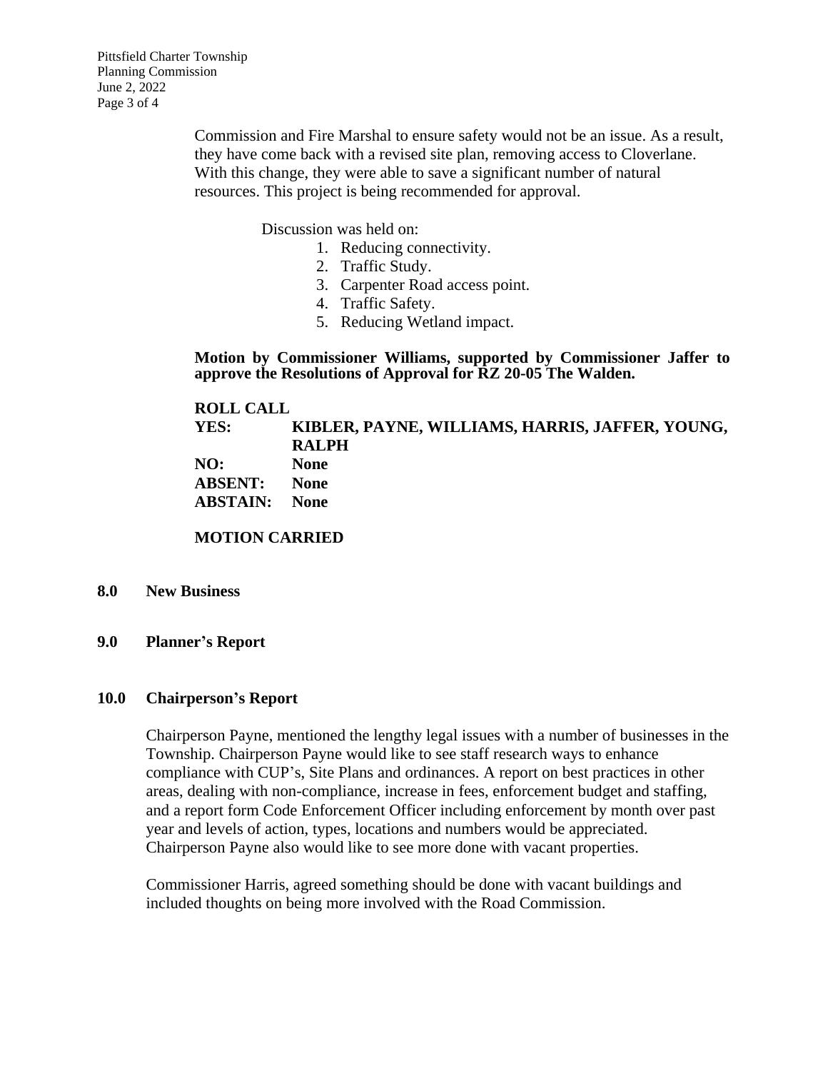Commission and Fire Marshal to ensure safety would not be an issue. As a result, they have come back with a revised site plan, removing access to Cloverlane. With this change, they were able to save a significant number of natural resources. This project is being recommended for approval.

Discussion was held on:

1. Reducing connectivity.
2. Traffic Study.
3. Carpenter Road access point.
4. Traffic Safety.
5. Reducing Wetland impact.

**Motion by Commissioner Williams, supported by Commissioner Jaffer to approve the Resolutions of Approval for RZ 20-05 The Walden.**

**ROLL CALL**

| | |
|---|---|
| **YES:** | **KIBLER, PAYNE, WILLIAMS, HARRIS, JAFFER, YOUNG, RALPH** |
| **NO:** | **None** |
| **ABSENT:** | **None** |
| **ABSTAIN:** | **None** |

**MOTION CARRIED**

## 8.0 New Business

## 9.0 Planner's Report

## 10.0 Chairperson's Report

Chairperson Payne, mentioned the lengthy legal issues with a number of businesses in the Township. Chairperson Payne would like to see staff research ways to enhance compliance with CUP's, Site Plans and ordinances. A report on best practices in other areas, dealing with non-compliance, increase in fees, enforcement budget and staffing, and a report form Code Enforcement Officer including enforcement by month over past year and levels of action, types, locations and numbers would be appreciated. Chairperson Payne also would like to see more done with vacant properties.

Commissioner Harris, agreed something should be done with vacant buildings and included thoughts on being more involved with the Road Commission.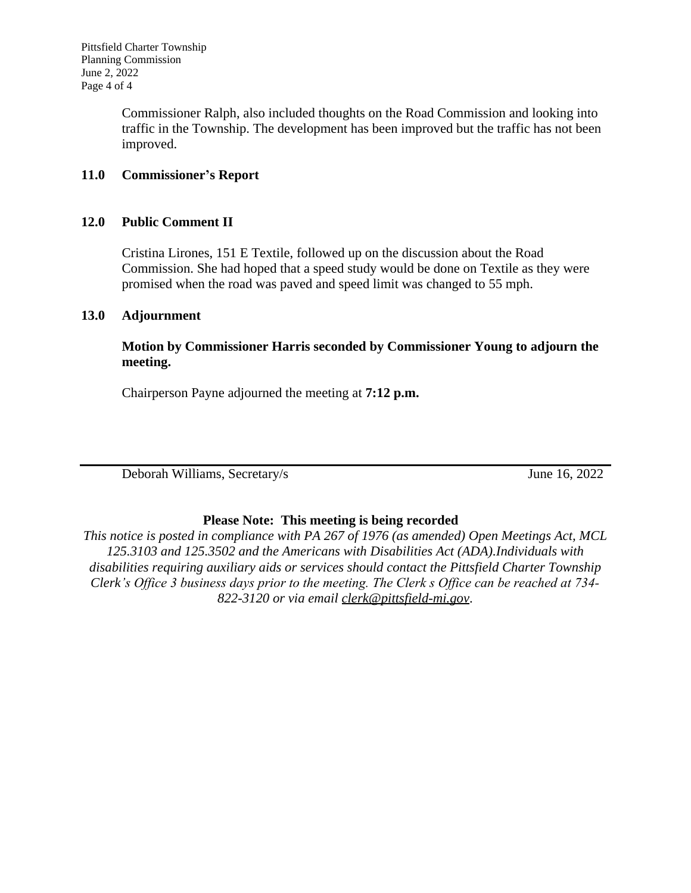Commissioner Ralph, also included thoughts on the Road Commission and looking into traffic in the Township. The development has been improved but the traffic has not been improved.

## 11.0 Commissioner's Report

## 12.0 Public Comment II

Cristina Lirones, 151 E Textile, followed up on the discussion about the Road Commission. She had hoped that a speed study would be done on Textile as they were promised when the road was paved and speed limit was changed to 55 mph.

## 13.0 Adjournment

**Motion by Commissioner Harris seconded by Commissioner Young to adjourn the meeting.**

Chairperson Payne adjourned the meeting at **7:12 p.m.**

---

Deborah Williams, Secretary/s June 16, 2022

**Please Note: This meeting is being recorded**

*This notice is posted in compliance with PA 267 of 1976 (as amended) Open Meetings Act, MCL 125.3103 and 125.3502 and the Americans with Disabilities Act (ADA).Individuals with disabilities requiring auxiliary aids or services should contact the Pittsfield Charter Township Clerk's Office 3 business days prior to the meeting. The Clerk s Office can be reached at 734-822-3120 or via email clerk@pittsfield-mi.gov.*